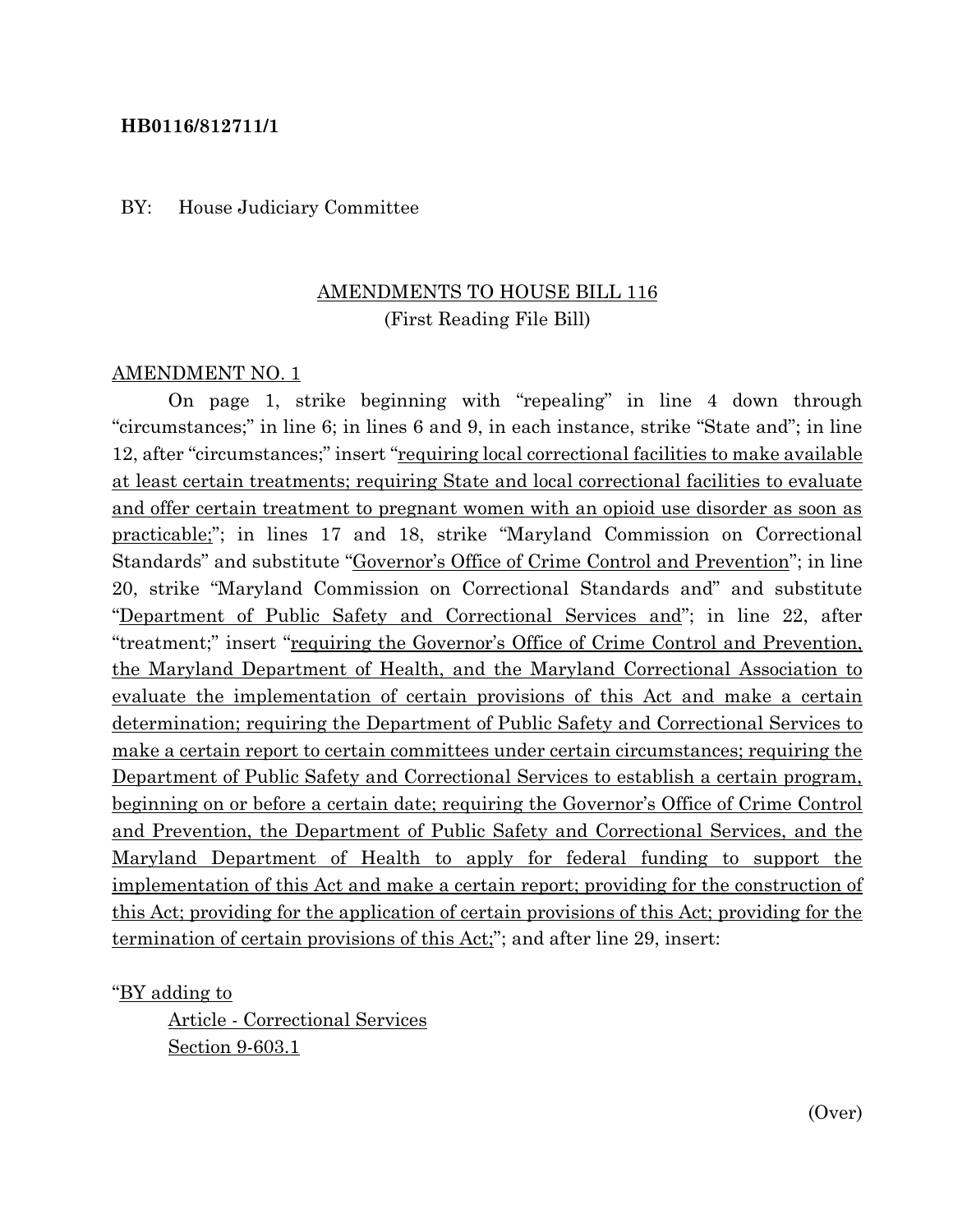**HB0116/812711/1**

BY: House Judiciary Committee

AMENDMENTS TO HOUSE BILL 116
(First Reading File Bill)

AMENDMENT NO. 1

On page 1, strike beginning with "repealing" in line 4 down through "circumstances;" in line 6; in lines 6 and 9, in each instance, strike "State and"; in line 12, after "circumstances;" insert "requiring local correctional facilities to make available at least certain treatments; requiring State and local correctional facilities to evaluate and offer certain treatment to pregnant women with an opioid use disorder as soon as practicable;"; in lines 17 and 18, strike "Maryland Commission on Correctional Standards" and substitute "Governor's Office of Crime Control and Prevention"; in line 20, strike "Maryland Commission on Correctional Standards and" and substitute "Department of Public Safety and Correctional Services and"; in line 22, after "treatment;" insert "requiring the Governor's Office of Crime Control and Prevention, the Maryland Department of Health, and the Maryland Correctional Association to evaluate the implementation of certain provisions of this Act and make a certain determination; requiring the Department of Public Safety and Correctional Services to make a certain report to certain committees under certain circumstances; requiring the Department of Public Safety and Correctional Services to establish a certain program, beginning on or before a certain date; requiring the Governor's Office of Crime Control and Prevention, the Department of Public Safety and Correctional Services, and the Maryland Department of Health to apply for federal funding to support the implementation of this Act and make a certain report; providing for the construction of this Act; providing for the application of certain provisions of this Act; providing for the termination of certain provisions of this Act;"; and after line 29, insert:

"BY adding to
Article - Correctional Services
Section 9-603.1

(Over)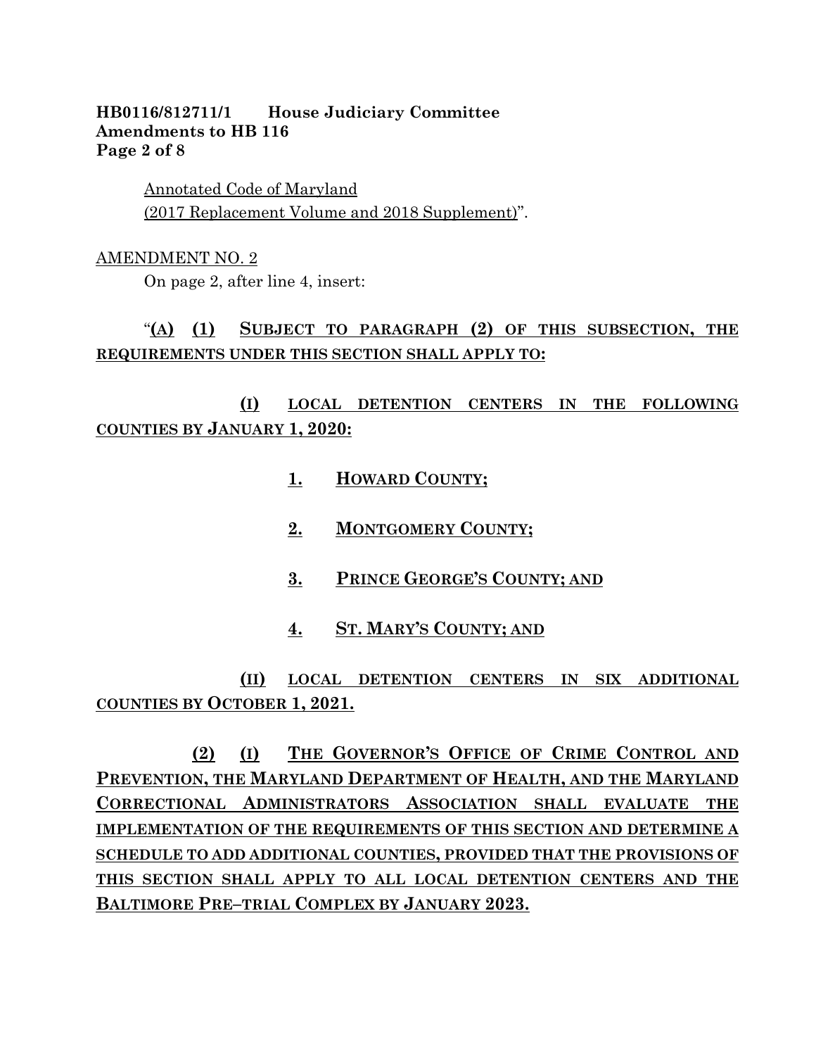Annotated Code of Maryland
(2017 Replacement Volume and 2018 Supplement)".

AMENDMENT NO. 2

On page 2, after line 4, insert:

"**(A) (1) SUBJECT TO PARAGRAPH (2) OF THIS SUBSECTION, THE REQUIREMENTS UNDER THIS SECTION SHALL APPLY TO:**

**(I) LOCAL DETENTION CENTERS IN THE FOLLOWING COUNTIES BY JANUARY 1, 2020:**

**1. HOWARD COUNTY;**

**2. MONTGOMERY COUNTY;**

**3. PRINCE GEORGE'S COUNTY; AND**

**4. ST. MARY'S COUNTY; AND**

**(II) LOCAL DETENTION CENTERS IN SIX ADDITIONAL COUNTIES BY OCTOBER 1, 2021.**

**(2) (I) THE GOVERNOR'S OFFICE OF CRIME CONTROL AND PREVENTION, THE MARYLAND DEPARTMENT OF HEALTH, AND THE MARYLAND CORRECTIONAL ADMINISTRATORS ASSOCIATION SHALL EVALUATE THE IMPLEMENTATION OF THE REQUIREMENTS OF THIS SECTION AND DETERMINE A SCHEDULE TO ADD ADDITIONAL COUNTIES, PROVIDED THAT THE PROVISIONS OF THIS SECTION SHALL APPLY TO ALL LOCAL DETENTION CENTERS AND THE BALTIMORE PRE–TRIAL COMPLEX BY JANUARY 2023.**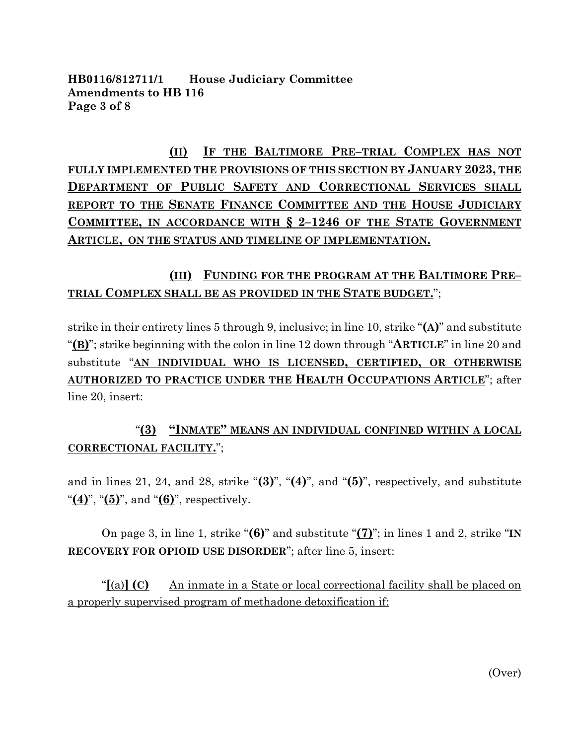(II) IF THE BALTIMORE PRE–TRIAL COMPLEX HAS NOT FULLY IMPLEMENTED THE PROVISIONS OF THIS SECTION BY JANUARY 2023, THE DEPARTMENT OF PUBLIC SAFETY AND CORRECTIONAL SERVICES SHALL REPORT TO THE SENATE FINANCE COMMITTEE AND THE HOUSE JUDICIARY COMMITTEE, IN ACCORDANCE WITH § 2–1246 OF THE STATE GOVERNMENT ARTICLE, ON THE STATUS AND TIMELINE OF IMPLEMENTATION.

(III) FUNDING FOR THE PROGRAM AT THE BALTIMORE PRE–TRIAL COMPLEX SHALL BE AS PROVIDED IN THE STATE BUDGET.";

strike in their entirety lines 5 through 9, inclusive; in line 10, strike "**(A)**" and substitute "**(B)**"; strike beginning with the colon in line 12 down through "**ARTICLE**" in line 20 and substitute "**AN INDIVIDUAL WHO IS LICENSED, CERTIFIED, OR OTHERWISE AUTHORIZED TO PRACTICE UNDER THE HEALTH OCCUPATIONS ARTICLE**"; after line 20, insert:

"**(3) "INMATE" MEANS AN INDIVIDUAL CONFINED WITHIN A LOCAL CORRECTIONAL FACILITY.**";

and in lines 21, 24, and 28, strike "**(3)**", "**(4)**", and "**(5)**", respectively, and substitute "**(4)**", "**(5)**", and "**(6)**", respectively.

On page 3, in line 1, strike "**(6)**" and substitute "**(7)**"; in lines 1 and 2, strike "**IN RECOVERY FOR OPIOID USE DISORDER**"; after line 5, insert:

"**[**(a)**] (C)** An inmate in a State or local correctional facility shall be placed on a properly supervised program of methadone detoxification if:

(Over)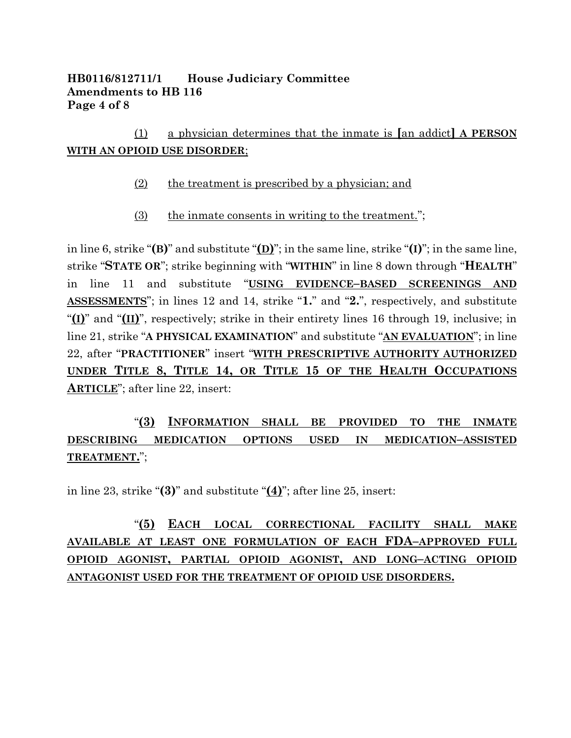**HB0116/812711/1 House Judiciary Committee**
**Amendments to HB 116**

(1) a physician determines that the inmate is **[**an addict**]** **A PERSON WITH AN OPIOID USE DISORDER**;

(2) the treatment is prescribed by a physician; and

(3) the inmate consents in writing to the treatment.";

in line 6, strike "**(B)**" and substitute "**(D)**"; in the same line, strike "**(I)**"; in the same line, strike "**STATE OR**"; strike beginning with "**WITHIN**" in line 8 down through "**HEALTH**" in line 11 and substitute "**USING EVIDENCE–BASED SCREENINGS AND ASSESSMENTS**"; in lines 12 and 14, strike "**1.**" and "**2.**", respectively, and substitute "**(I)**" and "**(II)**", respectively; strike in their entirety lines 16 through 19, inclusive; in line 21, strike "**A PHYSICAL EXAMINATION**" and substitute "**AN EVALUATION**"; in line 22, after "**PRACTITIONER**" insert "**WITH PRESCRIPTIVE AUTHORITY AUTHORIZED UNDER TITLE 8, TITLE 14, OR TITLE 15 OF THE HEALTH OCCUPATIONS ARTICLE**"; after line 22, insert:

"**(3) INFORMATION SHALL BE PROVIDED TO THE INMATE DESCRIBING MEDICATION OPTIONS USED IN MEDICATION–ASSISTED TREATMENT.**";

in line 23, strike "**(3)**" and substitute "**(4)**"; after line 25, insert:

"**(5) EACH LOCAL CORRECTIONAL FACILITY SHALL MAKE AVAILABLE AT LEAST ONE FORMULATION OF EACH FDA–APPROVED FULL OPIOID AGONIST, PARTIAL OPIOID AGONIST, AND LONG–ACTING OPIOID ANTAGONIST USED FOR THE TREATMENT OF OPIOID USE DISORDERS.**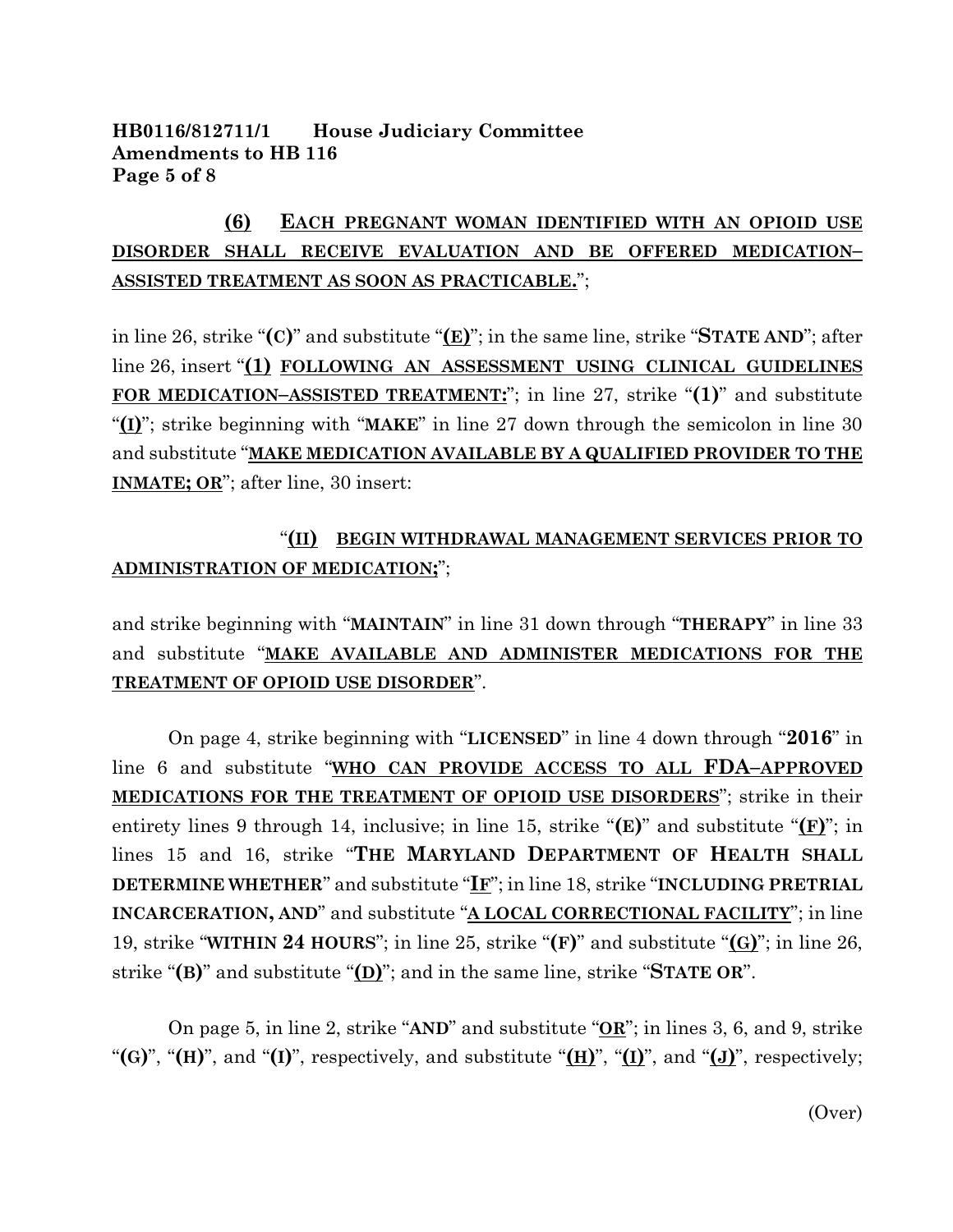**HB0116/812711/1 House Judiciary Committee**
**Amendments to HB 116**

**(6)** EACH PREGNANT WOMAN IDENTIFIED WITH AN OPIOID USE DISORDER SHALL RECEIVE EVALUATION AND BE OFFERED MEDICATION–ASSISTED TREATMENT AS SOON AS PRACTICABLE.";

in line 26, strike "**(C)**" and substitute "**(E)**"; in the same line, strike "**STATE AND**"; after line 26, insert "**(1) FOLLOWING AN ASSESSMENT USING CLINICAL GUIDELINES FOR MEDICATION–ASSISTED TREATMENT:**"; in line 27, strike "**(1)**" and substitute "**(I)**"; strike beginning with "**MAKE**" in line 27 down through the semicolon in line 30 and substitute "**MAKE MEDICATION AVAILABLE BY A QUALIFIED PROVIDER TO THE INMATE; OR**"; after line, 30 insert:

"**(II) BEGIN WITHDRAWAL MANAGEMENT SERVICES PRIOR TO ADMINISTRATION OF MEDICATION;**";

and strike beginning with "**MAINTAIN**" in line 31 down through "**THERAPY**" in line 33 and substitute "**MAKE AVAILABLE AND ADMINISTER MEDICATIONS FOR THE TREATMENT OF OPIOID USE DISORDER**".

On page 4, strike beginning with "**LICENSED**" in line 4 down through "**2016**" in line 6 and substitute "**WHO CAN PROVIDE ACCESS TO ALL FDA–APPROVED MEDICATIONS FOR THE TREATMENT OF OPIOID USE DISORDERS**"; strike in their entirety lines 9 through 14, inclusive; in line 15, strike "**(E)**" and substitute "**(F)**"; in lines 15 and 16, strike "**THE MARYLAND DEPARTMENT OF HEALTH SHALL DETERMINE WHETHER**" and substitute "**IF**"; in line 18, strike "**INCLUDING PRETRIAL INCARCERATION, AND**" and substitute "**A LOCAL CORRECTIONAL FACILITY**"; in line 19, strike "**WITHIN 24 HOURS**"; in line 25, strike "**(F)**" and substitute "**(G)**"; in line 26, strike "**(B)**" and substitute "**(D)**"; and in the same line, strike "**STATE OR**".

On page 5, in line 2, strike "**AND**" and substitute "**OR**"; in lines 3, 6, and 9, strike "**(G)**", "**(H)**", and "**(I)**", respectively, and substitute "**(H)**", "**(I)**", and "**(J)**", respectively;

(Over)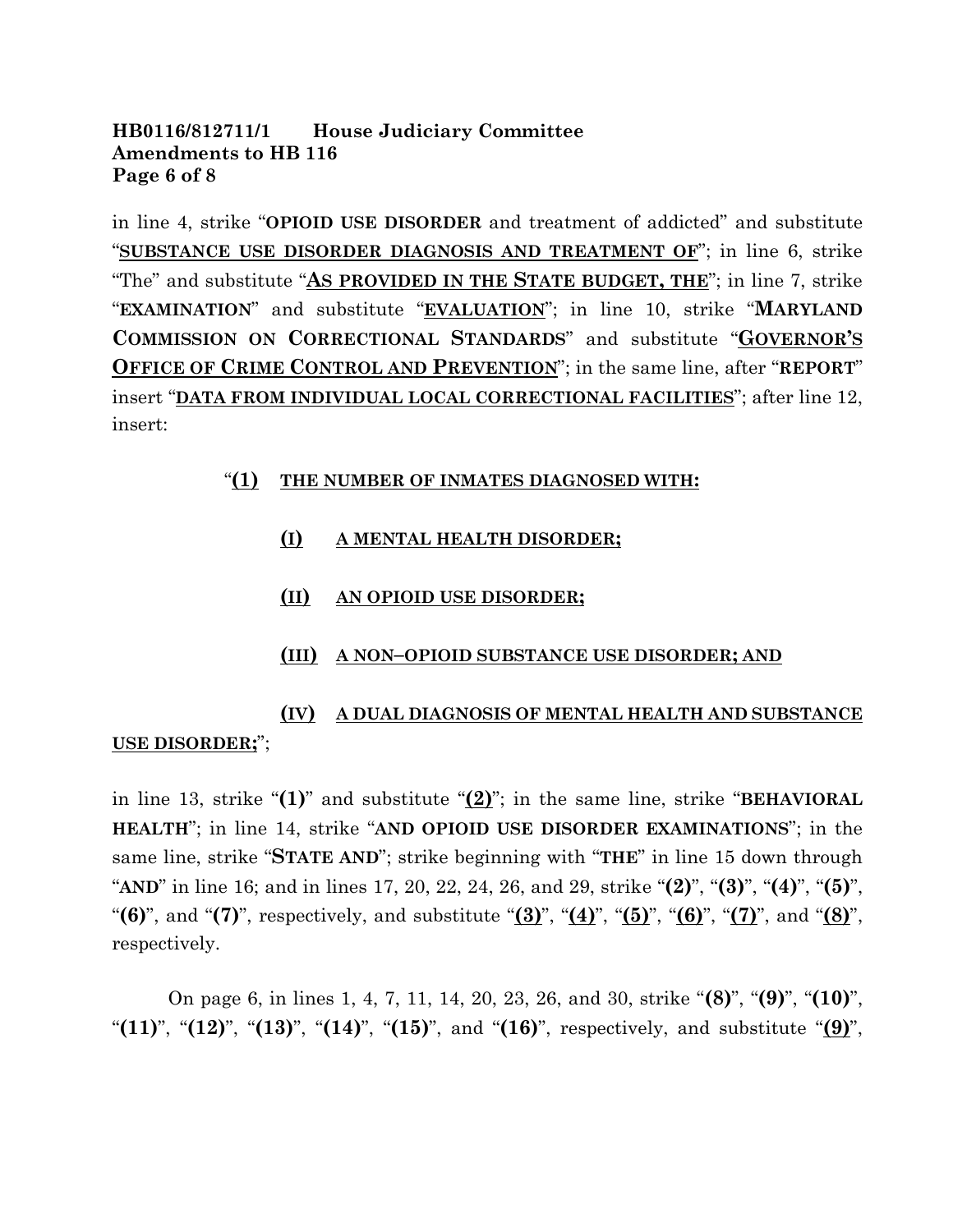in line 4, strike "**OPIOID USE DISORDER** and treatment of addicted" and substitute "**<u>SUBSTANCE USE DISORDER DIAGNOSIS AND TREATMENT OF</u>**"; in line 6, strike "The" and substitute "**<u>AS PROVIDED IN THE STATE BUDGET, THE</u>**"; in line 7, strike "**EXAMINATION**" and substitute "**<u>EVALUATION</u>**"; in line 10, strike "**MARYLAND COMMISSION ON CORRECTIONAL STANDARDS**" and substitute "**<u>GOVERNOR'S OFFICE OF CRIME CONTROL AND PREVENTION</u>**"; in the same line, after "**REPORT**" insert "**<u>DATA FROM INDIVIDUAL LOCAL CORRECTIONAL FACILITIES</u>**"; after line 12, insert:

"**<u>(1)</u>** **<u>THE NUMBER OF INMATES DIAGNOSED WITH:</u>**

**<u>(I)</u>** **<u>A MENTAL HEALTH DISORDER;</u>**

**<u>(II)</u>** **<u>AN OPIOID USE DISORDER;</u>**

**<u>(III)</u>** **<u>A NON–OPIOID SUBSTANCE USE DISORDER; AND</u>**

**<u>(IV)</u>** **<u>A DUAL DIAGNOSIS OF MENTAL HEALTH AND SUBSTANCE USE DISORDER;</u>**";

in line 13, strike "**(1)**" and substitute "**<u>(2)</u>**"; in the same line, strike "**BEHAVIORAL HEALTH**"; in line 14, strike "**AND OPIOID USE DISORDER EXAMINATIONS**"; in the same line, strike "**STATE AND**"; strike beginning with "**THE**" in line 15 down through "**AND**" in line 16; and in lines 17, 20, 22, 24, 26, and 29, strike "**(2)**", "**(3)**", "**(4)**", "**(5)**", "**(6)**", and "**(7)**", respectively, and substitute "**<u>(3)</u>**", "**<u>(4)</u>**", "**<u>(5)</u>**", "**<u>(6)</u>**", "**<u>(7)</u>**", and "**<u>(8)</u>**", respectively.

On page 6, in lines 1, 4, 7, 11, 14, 20, 23, 26, and 30, strike "**(8)**", "**(9)**", "**(10)**", "**(11)**", "**(12)**", "**(13)**", "**(14)**", "**(15)**", and "**(16)**", respectively, and substitute "**<u>(9)</u>**",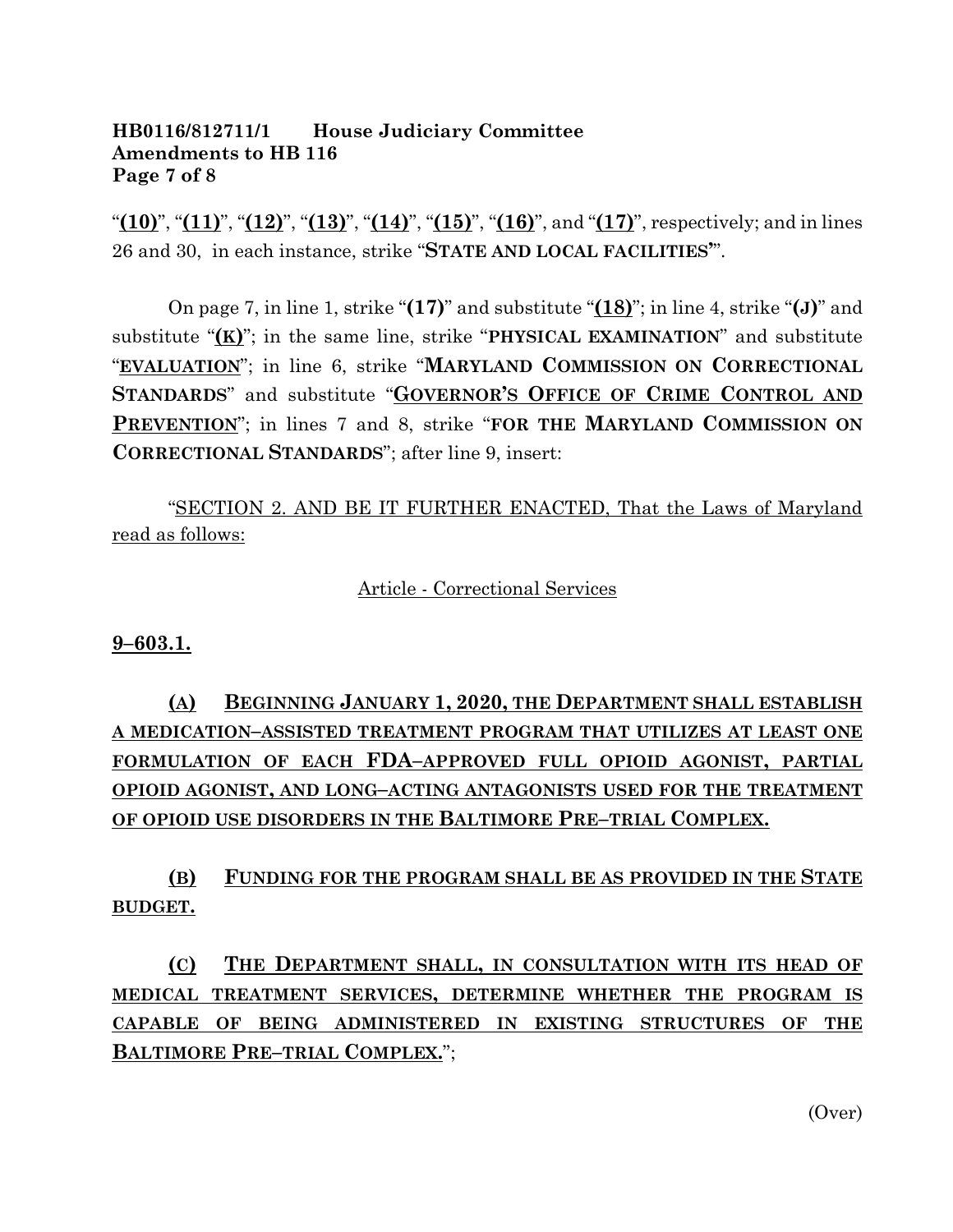"**(10)**", "**(11)**", "**(12)**", "**(13)**", "**(14)**", "**(15)**", "**(16)**", and "**(17)**", respectively; and in lines 26 and 30, in each instance, strike "**STATE AND LOCAL FACILITIES**".

On page 7, in line 1, strike "**(17)**" and substitute "**(18)**"; in line 4, strike "**(J)**" and substitute "**(K)**"; in the same line, strike "**PHYSICAL EXAMINATION**" and substitute "**EVALUATION**"; in line 6, strike "**MARYLAND COMMISSION ON CORRECTIONAL STANDARDS**" and substitute "**GOVERNOR'S OFFICE OF CRIME CONTROL AND PREVENTION**"; in lines 7 and 8, strike "**FOR THE MARYLAND COMMISSION ON CORRECTIONAL STANDARDS**"; after line 9, insert:

"SECTION 2. AND BE IT FURTHER ENACTED, That the Laws of Maryland read as follows:

Article - Correctional Services

**9–603.1.**

**(A) BEGINNING JANUARY 1, 2020, THE DEPARTMENT SHALL ESTABLISH A MEDICATION–ASSISTED TREATMENT PROGRAM THAT UTILIZES AT LEAST ONE FORMULATION OF EACH FDA–APPROVED FULL OPIOID AGONIST, PARTIAL OPIOID AGONIST, AND LONG–ACTING ANTAGONISTS USED FOR THE TREATMENT OF OPIOID USE DISORDERS IN THE BALTIMORE PRE–TRIAL COMPLEX.**

**(B) FUNDING FOR THE PROGRAM SHALL BE AS PROVIDED IN THE STATE BUDGET.**

**(C) THE DEPARTMENT SHALL, IN CONSULTATION WITH ITS HEAD OF MEDICAL TREATMENT SERVICES, DETERMINE WHETHER THE PROGRAM IS CAPABLE OF BEING ADMINISTERED IN EXISTING STRUCTURES OF THE BALTIMORE PRE–TRIAL COMPLEX.**";

(Over)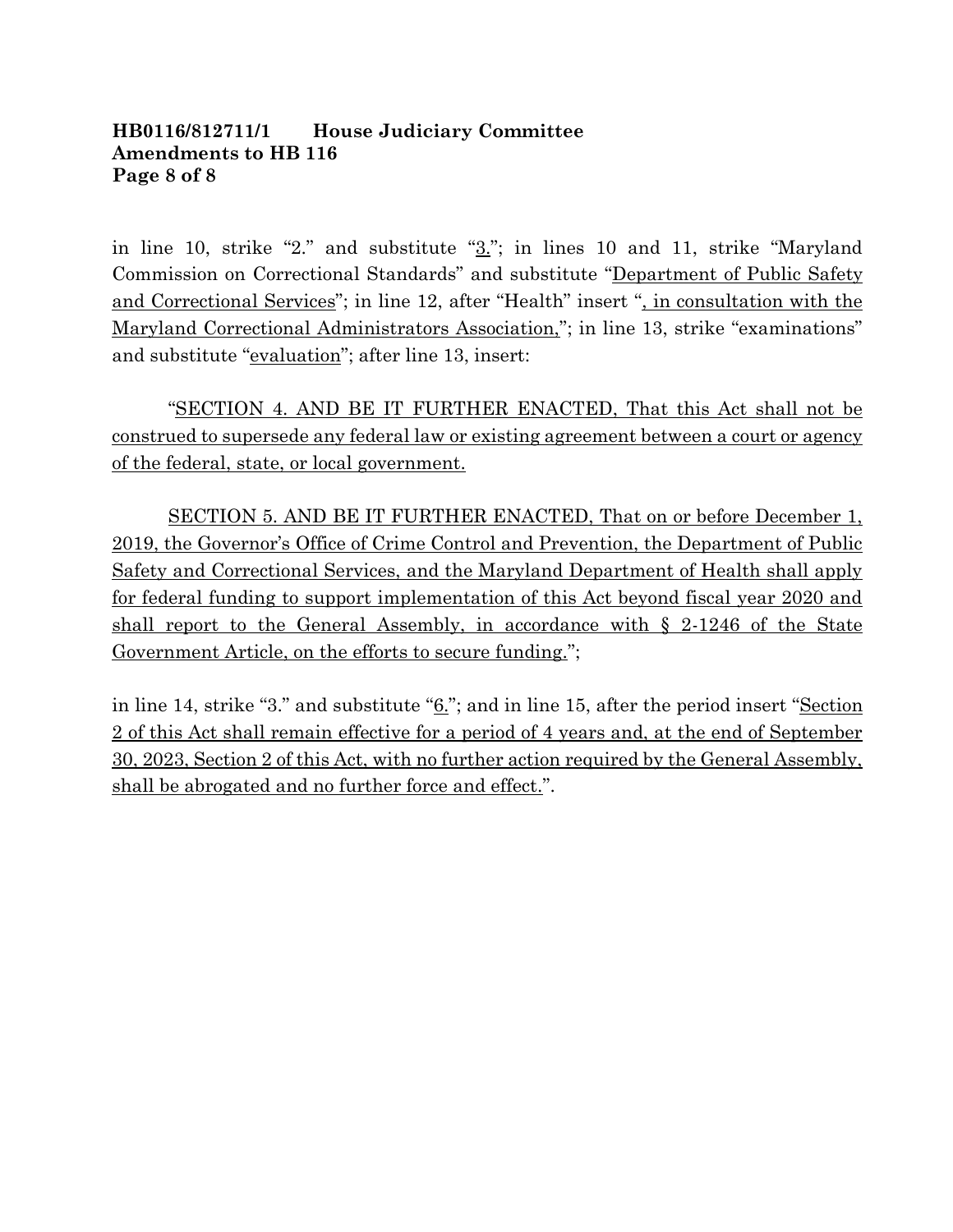**HB0116/812711/1 House Judiciary Committee**
**Amendments to HB 116**

in line 10, strike “2.” and substitute “3.”; in lines 10 and 11, strike “Maryland Commission on Correctional Standards” and substitute “Department of Public Safety and Correctional Services”; in line 12, after “Health” insert “, in consultation with the Maryland Correctional Administrators Association,”; in line 13, strike “examinations” and substitute “evaluation”; after line 13, insert:

“SECTION 4. AND BE IT FURTHER ENACTED, That this Act shall not be construed to supersede any federal law or existing agreement between a court or agency of the federal, state, or local government.

SECTION 5. AND BE IT FURTHER ENACTED, That on or before December 1, 2019, the Governor’s Office of Crime Control and Prevention, the Department of Public Safety and Correctional Services, and the Maryland Department of Health shall apply for federal funding to support implementation of this Act beyond fiscal year 2020 and shall report to the General Assembly, in accordance with § 2-1246 of the State Government Article, on the efforts to secure funding.”;

in line 14, strike “3.” and substitute “6.”; and in line 15, after the period insert “Section 2 of this Act shall remain effective for a period of 4 years and, at the end of September 30, 2023, Section 2 of this Act, with no further action required by the General Assembly, shall be abrogated and no further force and effect.”.